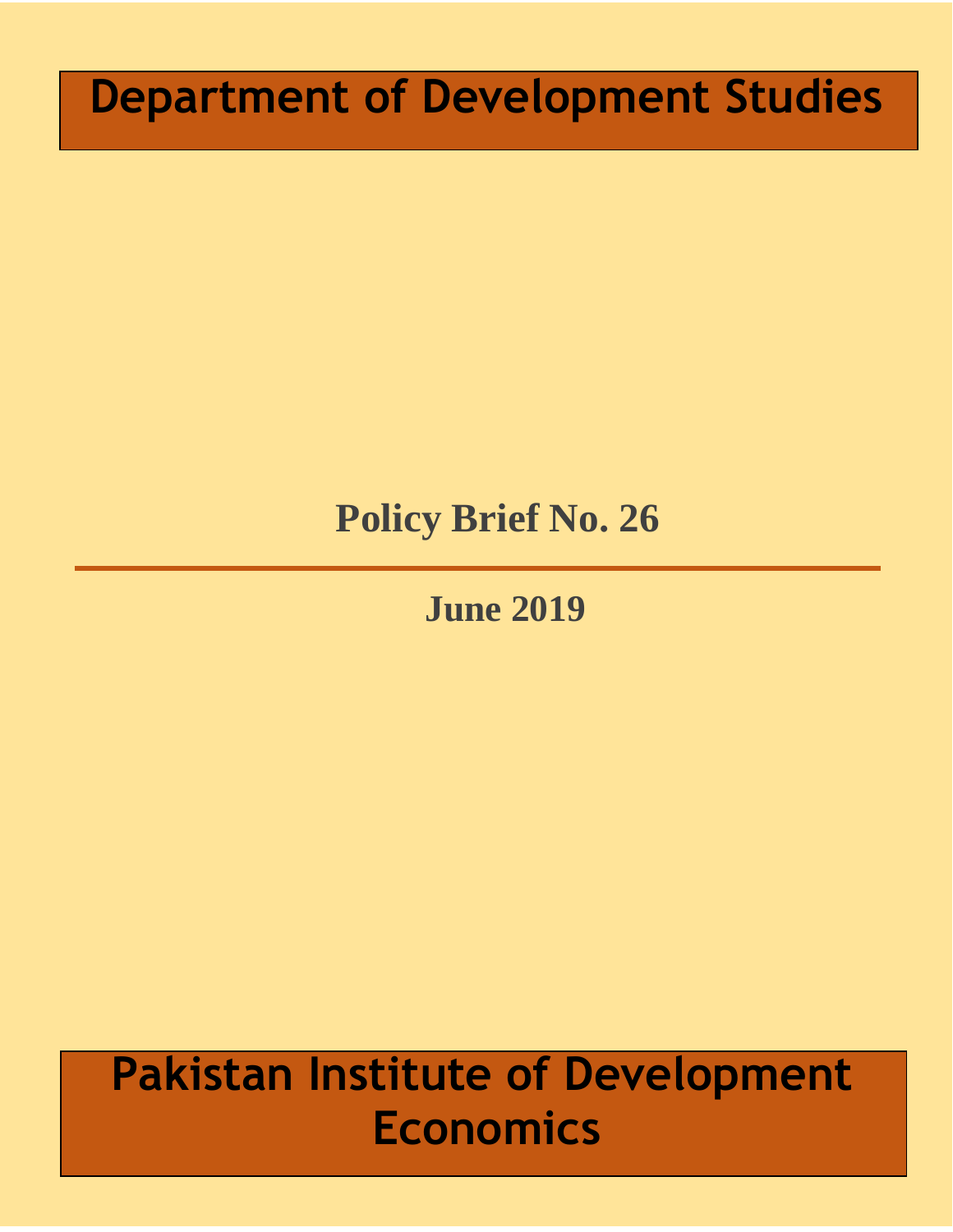# Department of Development Studies

## Policy Brief No. 26

---

**June 2019**

# Pakistan Institute of Development Economics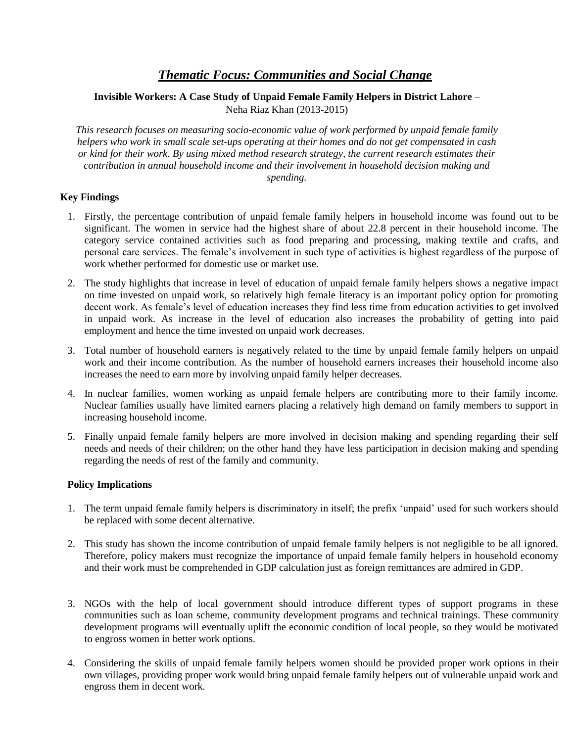## *Thematic Focus: Communities and Social Change*

**Invisible Workers: A Case Study of Unpaid Female Family Helpers in District Lahore** – Neha Riaz Khan (2013-2015)

*This research focuses on measuring socio-economic value of work performed by unpaid female family helpers who work in small scale set-ups operating at their homes and do not get compensated in cash or kind for their work. By using mixed method research strategy, the current research estimates their contribution in annual household income and their involvement in household decision making and spending.*

**Key Findings**

1. Firstly, the percentage contribution of unpaid female family helpers in household income was found out to be significant. The women in service had the highest share of about 22.8 percent in their household income. The category service contained activities such as food preparing and processing, making textile and crafts, and personal care services. The female's involvement in such type of activities is highest regardless of the purpose of work whether performed for domestic use or market use.
2. The study highlights that increase in level of education of unpaid female family helpers shows a negative impact on time invested on unpaid work, so relatively high female literacy is an important policy option for promoting decent work. As female's level of education increases they find less time from education activities to get involved in unpaid work. As increase in the level of education also increases the probability of getting into paid employment and hence the time invested on unpaid work decreases.
3. Total number of household earners is negatively related to the time by unpaid female family helpers on unpaid work and their income contribution. As the number of household earners increases their household income also increases the need to earn more by involving unpaid family helper decreases.
4. In nuclear families, women working as unpaid female helpers are contributing more to their family income. Nuclear families usually have limited earners placing a relatively high demand on family members to support in increasing household income.
5. Finally unpaid female family helpers are more involved in decision making and spending regarding their self needs and needs of their children; on the other hand they have less participation in decision making and spending regarding the needs of rest of the family and community.

**Policy Implications**

1. The term unpaid female family helpers is discriminatory in itself; the prefix 'unpaid' used for such workers should be replaced with some decent alternative.
2. This study has shown the income contribution of unpaid female family helpers is not negligible to be all ignored. Therefore, policy makers must recognize the importance of unpaid female family helpers in household economy and their work must be comprehended in GDP calculation just as foreign remittances are admired in GDP.
3. NGOs with the help of local government should introduce different types of support programs in these communities such as loan scheme, community development programs and technical trainings. These community development programs will eventually uplift the economic condition of local people, so they would be motivated to engross women in better work options.
4. Considering the skills of unpaid female family helpers women should be provided proper work options in their own villages, providing proper work would bring unpaid female family helpers out of vulnerable unpaid work and engross them in decent work.